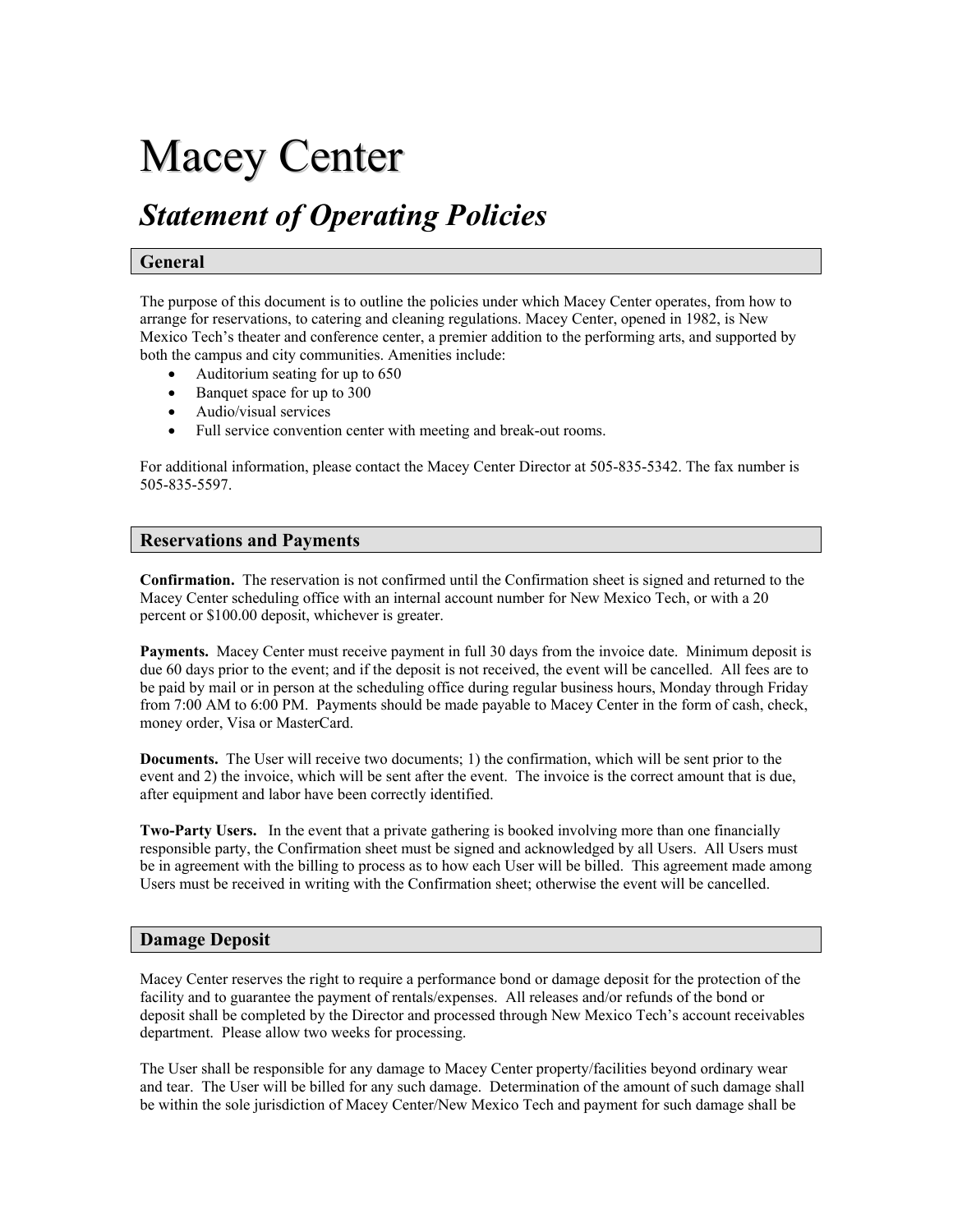# Macey Center

## *Statement of Operating Policies*

### General

The purpose of this document is to outline the policies under which Macey Center operates, from how to arrange for reservations, to catering and cleaning regulations. Macey Center, opened in 1982, is New Mexico Tech's theater and conference center, a premier addition to the performing arts, and supported by both the campus and city communities. Amenities include:

- Auditorium seating for up to 650
- Banquet space for up to 300
- Audio/visual services
- Full service convention center with meeting and break-out rooms.

For additional information, please contact the Macey Center Director at 505-835-5342. The fax number is 505-835-5597.

### Reservations and Payments

**Confirmation.** The reservation is not confirmed until the Confirmation sheet is signed and returned to the Macey Center scheduling office with an internal account number for New Mexico Tech, or with a 20 percent or $100.00 deposit, whichever is greater.

**Payments.** Macey Center must receive payment in full 30 days from the invoice date. Minimum deposit is due 60 days prior to the event; and if the deposit is not received, the event will be cancelled. All fees are to be paid by mail or in person at the scheduling office during regular business hours, Monday through Friday from 7:00 AM to 6:00 PM. Payments should be made payable to Macey Center in the form of cash, check, money order, Visa or MasterCard.

**Documents.** The User will receive two documents; 1) the confirmation, which will be sent prior to the event and 2) the invoice, which will be sent after the event. The invoice is the correct amount that is due, after equipment and labor have been correctly identified.

**Two-Party Users.** In the event that a private gathering is booked involving more than one financially responsible party, the Confirmation sheet must be signed and acknowledged by all Users. All Users must be in agreement with the billing to process as to how each User will be billed. This agreement made among Users must be received in writing with the Confirmation sheet; otherwise the event will be cancelled.

### Damage Deposit

Macey Center reserves the right to require a performance bond or damage deposit for the protection of the facility and to guarantee the payment of rentals/expenses. All releases and/or refunds of the bond or deposit shall be completed by the Director and processed through New Mexico Tech's account receivables department. Please allow two weeks for processing.

The User shall be responsible for any damage to Macey Center property/facilities beyond ordinary wear and tear. The User will be billed for any such damage. Determination of the amount of such damage shall be within the sole jurisdiction of Macey Center/New Mexico Tech and payment for such damage shall be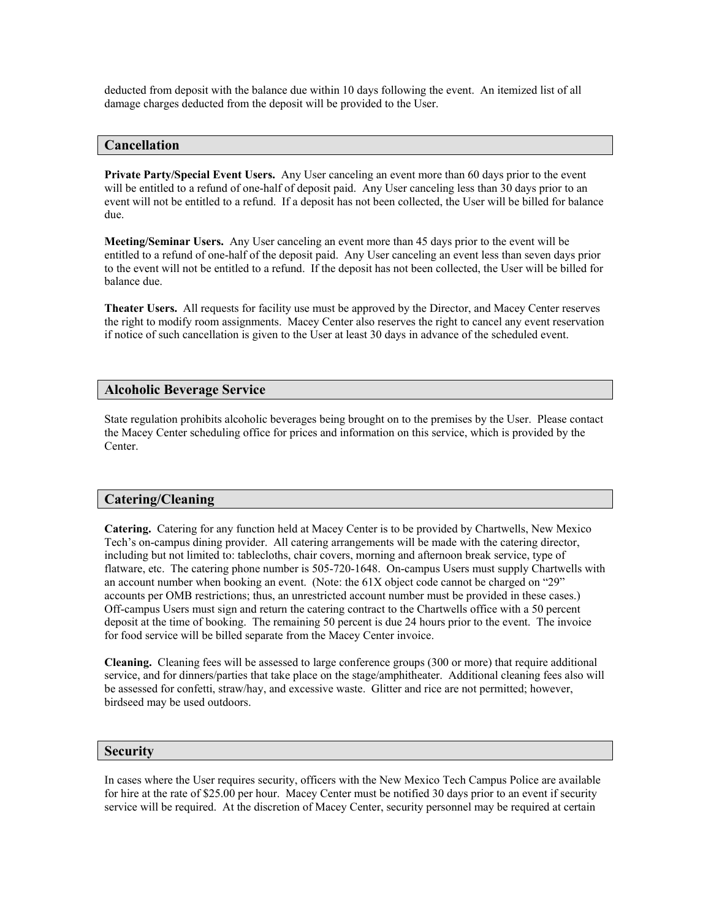deducted from deposit with the balance due within 10 days following the event. An itemized list of all damage charges deducted from the deposit will be provided to the User.

## Cancellation

**Private Party/Special Event Users.** Any User canceling an event more than 60 days prior to the event will be entitled to a refund of one-half of deposit paid. Any User canceling less than 30 days prior to an event will not be entitled to a refund. If a deposit has not been collected, the User will be billed for balance due.

**Meeting/Seminar Users.** Any User canceling an event more than 45 days prior to the event will be entitled to a refund of one-half of the deposit paid. Any User canceling an event less than seven days prior to the event will not be entitled to a refund. If the deposit has not been collected, the User will be billed for balance due.

**Theater Users.** All requests for facility use must be approved by the Director, and Macey Center reserves the right to modify room assignments. Macey Center also reserves the right to cancel any event reservation if notice of such cancellation is given to the User at least 30 days in advance of the scheduled event.

## Alcoholic Beverage Service

State regulation prohibits alcoholic beverages being brought on to the premises by the User. Please contact the Macey Center scheduling office for prices and information on this service, which is provided by the Center.

## Catering/Cleaning

**Catering.** Catering for any function held at Macey Center is to be provided by Chartwells, New Mexico Tech's on-campus dining provider. All catering arrangements will be made with the catering director, including but not limited to: tablecloths, chair covers, morning and afternoon break service, type of flatware, etc. The catering phone number is 505-720-1648. On-campus Users must supply Chartwells with an account number when booking an event. (Note: the 61X object code cannot be charged on "29" accounts per OMB restrictions; thus, an unrestricted account number must be provided in these cases.) Off-campus Users must sign and return the catering contract to the Chartwells office with a 50 percent deposit at the time of booking. The remaining 50 percent is due 24 hours prior to the event. The invoice for food service will be billed separate from the Macey Center invoice.

**Cleaning.** Cleaning fees will be assessed to large conference groups (300 or more) that require additional service, and for dinners/parties that take place on the stage/amphitheater. Additional cleaning fees also will be assessed for confetti, straw/hay, and excessive waste. Glitter and rice are not permitted; however, birdseed may be used outdoors.

## Security

In cases where the User requires security, officers with the New Mexico Tech Campus Police are available for hire at the rate of $25.00 per hour. Macey Center must be notified 30 days prior to an event if security service will be required. At the discretion of Macey Center, security personnel may be required at certain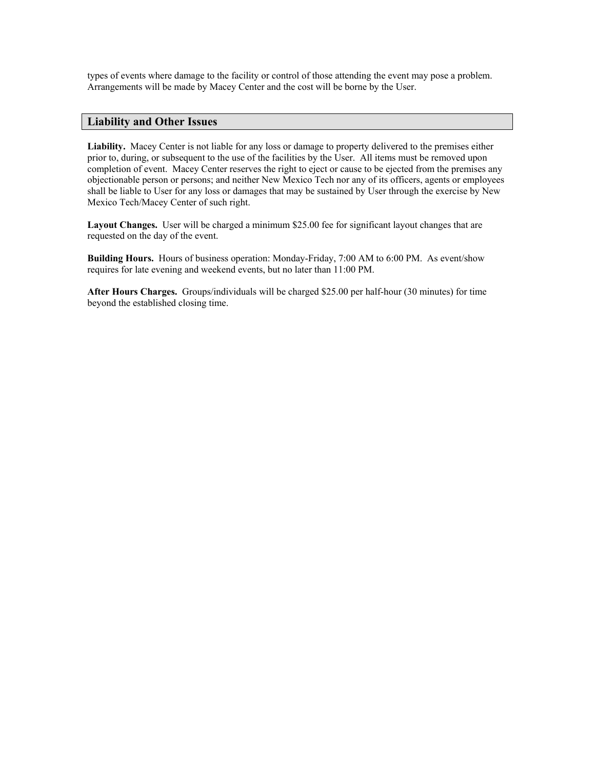types of events where damage to the facility or control of those attending the event may pose a problem. Arrangements will be made by Macey Center and the cost will be borne by the User.

## Liability and Other Issues

**Liability.** Macey Center is not liable for any loss or damage to property delivered to the premises either prior to, during, or subsequent to the use of the facilities by the User. All items must be removed upon completion of event. Macey Center reserves the right to eject or cause to be ejected from the premises any objectionable person or persons; and neither New Mexico Tech nor any of its officers, agents or employees shall be liable to User for any loss or damages that may be sustained by User through the exercise by New Mexico Tech/Macey Center of such right.

**Layout Changes.** User will be charged a minimum $25.00 fee for significant layout changes that are requested on the day of the event.

**Building Hours.** Hours of business operation: Monday-Friday, 7:00 AM to 6:00 PM. As event/show requires for late evening and weekend events, but no later than 11:00 PM.

**After Hours Charges.** Groups/individuals will be charged $25.00 per half-hour (30 minutes) for time beyond the established closing time.